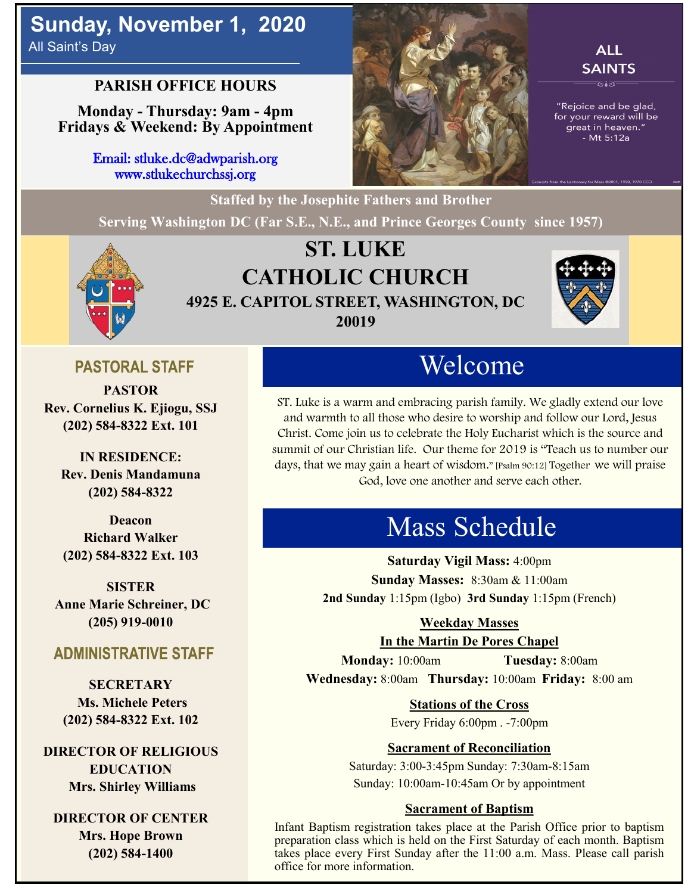# Sunday, November 1, 2020

All Saint's Day

## PARISH OFFICE HOURS

**Monday - Thursday: 9am - 4pm**
**Fridays & Weekend: By Appointment**

Email: stluke.dc@adwparish.org
www.stlukechurchssj.org

ALL SAINTS

"Rejoice and be glad, for your reward will be great in heaven."
- Mt 5:12a

Excerpts from the Lectionary for Mass ©2001, 1998, 1970 CCD.

**Staffed by the Josephite Fathers and Brother**
**Serving Washington DC (Far S.E., N.E., and Prince Georges County since 1957)**

# ST. LUKE CATHOLIC CHURCH

**4925 E. CAPITOL STREET, WASHINGTON, DC 20019**

## PASTORAL STAFF

**PASTOR**
**Rev. Cornelius K. Ejiogu, SSJ**
**(202) 584-8322 Ext. 101**

**IN RESIDENCE:**
**Rev. Denis Mandamuna**
**(202) 584-8322**

**Deacon**
**Richard Walker**
**(202) 584-8322 Ext. 103**

**SISTER**
**Anne Marie Schreiner, DC**
**(205) 919-0010**

## ADMINISTRATIVE STAFF

**SECRETARY**
**Ms. Michele Peters**
**(202) 584-8322 Ext. 102**

**DIRECTOR OF RELIGIOUS EDUCATION**
**Mrs. Shirley Williams**

**DIRECTOR OF CENTER**
**Mrs. Hope Brown**
**(202) 584-1400**

## Welcome

ST. Luke is a warm and embracing parish family. We gladly extend our love and warmth to all those who desire to worship and follow our Lord, Jesus Christ. Come join us to celebrate the Holy Eucharist which is the source and summit of our Christian life. Our theme for 2019 is "Teach us to number our days, that we may gain a heart of wisdom." [Psalm 90:12] Together we will praise God, love one another and serve each other.

## Mass Schedule

**Saturday Vigil Mass:** 4:00pm
**Sunday Masses:** 8:30am & 11:00am
**2nd Sunday** 1:15pm (Igbo) **3rd Sunday** 1:15pm (French)

**Weekday Masses**
**In the Martin De Pores Chapel**

**Monday:** 10:00am **Tuesday:** 8:00am
**Wednesday:** 8:00am **Thursday:** 10:00am **Friday:** 8:00 am

**Stations of the Cross**
Every Friday 6:00pm . -7:00pm

**Sacrament of Reconciliation**
Saturday: 3:00-3:45pm Sunday: 7:30am-8:15am
Sunday: 10:00am-10:45am Or by appointment

**Sacrament of Baptism**
Infant Baptism registration takes place at the Parish Office prior to baptism preparation class which is held on the First Saturday of each month. Baptism takes place every First Sunday after the 11:00 a.m. Mass. Please call parish office for more information.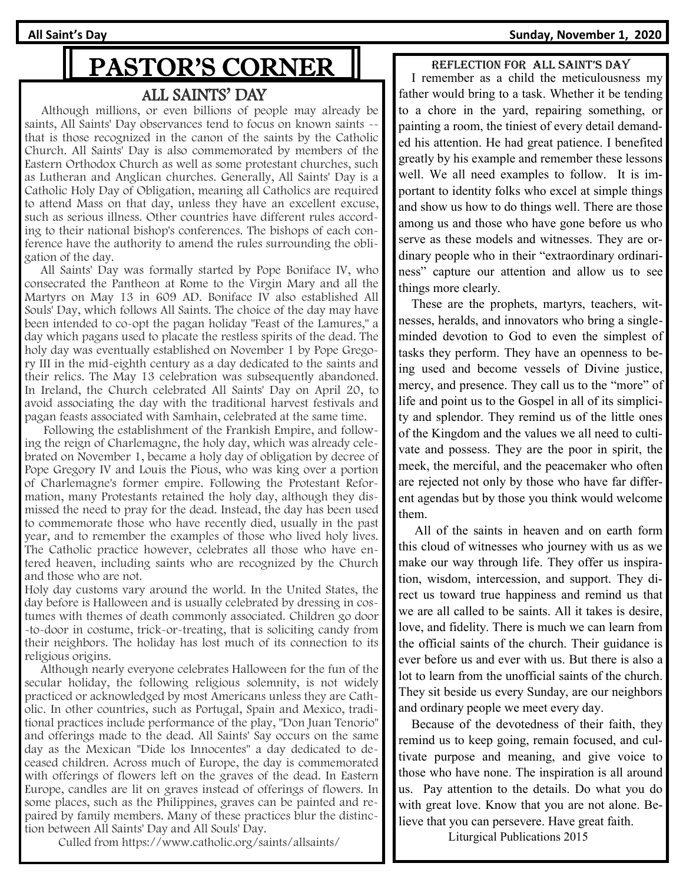# PASTOR'S CORNER

## ALL SAINTS' DAY

Although millions, or even billions of people may already be saints, All Saints' Day observances tend to focus on known saints -- that is those recognized in the canon of the saints by the Catholic Church. All Saints' Day is also commemorated by members of the Eastern Orthodox Church as well as some protestant churches, such as Lutheran and Anglican churches. Generally, All Saints' Day is a Catholic Holy Day of Obligation, meaning all Catholics are required to attend Mass on that day, unless they have an excellent excuse, such as serious illness. Other countries have different rules according to their national bishop's conferences. The bishops of each conference have the authority to amend the rules surrounding the obligation of the day.

All Saints' Day was formally started by Pope Boniface IV, who consecrated the Pantheon at Rome to the Virgin Mary and all the Martyrs on May 13 in 609 AD. Boniface IV also established All Souls' Day, which follows All Saints. The choice of the day may have been intended to co-opt the pagan holiday "Feast of the Lamures," a day which pagans used to placate the restless spirits of the dead. The holy day was eventually established on November 1 by Pope Gregory III in the mid-eighth century as a day dedicated to the saints and their relics. The May 13 celebration was subsequently abandoned. In Ireland, the Church celebrated All Saints' Day on April 20, to avoid associating the day with the traditional harvest festivals and pagan feasts associated with Samhain, celebrated at the same time.

Following the establishment of the Frankish Empire, and following the reign of Charlemagne, the holy day, which was already celebrated on November 1, became a holy day of obligation by decree of Pope Gregory IV and Louis the Pious, who was king over a portion of Charlemagne's former empire. Following the Protestant Reformation, many Protestants retained the holy day, although they dismissed the need to pray for the dead. Instead, the day has been used to commemorate those who have recently died, usually in the past year, and to remember the examples of those who lived holy lives. The Catholic practice however, celebrates all those who have entered heaven, including saints who are recognized by the Church and those who are not.

Holy day customs vary around the world. In the United States, the day before is Halloween and is usually celebrated by dressing in costumes with themes of death commonly associated. Children go door-to-door in costume, trick-or-treating, that is soliciting candy from their neighbors. The holiday has lost much of its connection to its religious origins.

Although nearly everyone celebrates Halloween for the fun of the secular holiday, the following religious solemnity, is not widely practiced or acknowledged by most Americans unless they are Catholic. In other countries, such as Portugal, Spain and Mexico, traditional practices include performance of the play, "Don Juan Tenorio" and offerings made to the dead. All Saints' Say occurs on the same day as the Mexican "Dide los Innocentes" a day dedicated to deceased children. Across much of Europe, the day is commemorated with offerings of flowers left on the graves of the dead. In Eastern Europe, candles are lit on graves instead of offerings of flowers. In some places, such as the Philippines, graves can be painted and repaired by family members. Many of these practices blur the distinction between All Saints' Day and All Souls' Day.

Culled from https://www.catholic.org/saints/allsaints/

## REFLECTION FOR ALL SAINT'S DAY

I remember as a child the meticulousness my father would bring to a task. Whether it be tending to a chore in the yard, repairing something, or painting a room, the tiniest of every detail demanded his attention. He had great patience. I benefited greatly by his example and remember these lessons well. We all need examples to follow. It is important to identity folks who excel at simple things and show us how to do things well. There are those among us and those who have gone before us who serve as these models and witnesses. They are ordinary people who in their "extraordinary ordinariness" capture our attention and allow us to see things more clearly.

These are the prophets, martyrs, teachers, witnesses, heralds, and innovators who bring a single-minded devotion to God to even the simplest of tasks they perform. They have an openness to being used and become vessels of Divine justice, mercy, and presence. They call us to the "more" of life and point us to the Gospel in all of its simplicity and splendor. They remind us of the little ones of the Kingdom and the values we all need to cultivate and possess. They are the poor in spirit, the meek, the merciful, and the peacemaker who often are rejected not only by those who have far different agendas but by those you think would welcome them.

All of the saints in heaven and on earth form this cloud of witnesses who journey with us as we make our way through life. They offer us inspiration, wisdom, intercession, and support. They direct us toward true happiness and remind us that we are all called to be saints. All it takes is desire, love, and fidelity. There is much we can learn from the official saints of the church. Their guidance is ever before us and ever with us. But there is also a lot to learn from the unofficial saints of the church. They sit beside us every Sunday, are our neighbors and ordinary people we meet every day.

Because of the devotedness of their faith, they remind us to keep going, remain focused, and cultivate purpose and meaning, and give voice to those who have none. The inspiration is all around us. Pay attention to the details. Do what you do with great love. Know that you are not alone. Believe that you can persevere. Have great faith.

Liturgical Publications 2015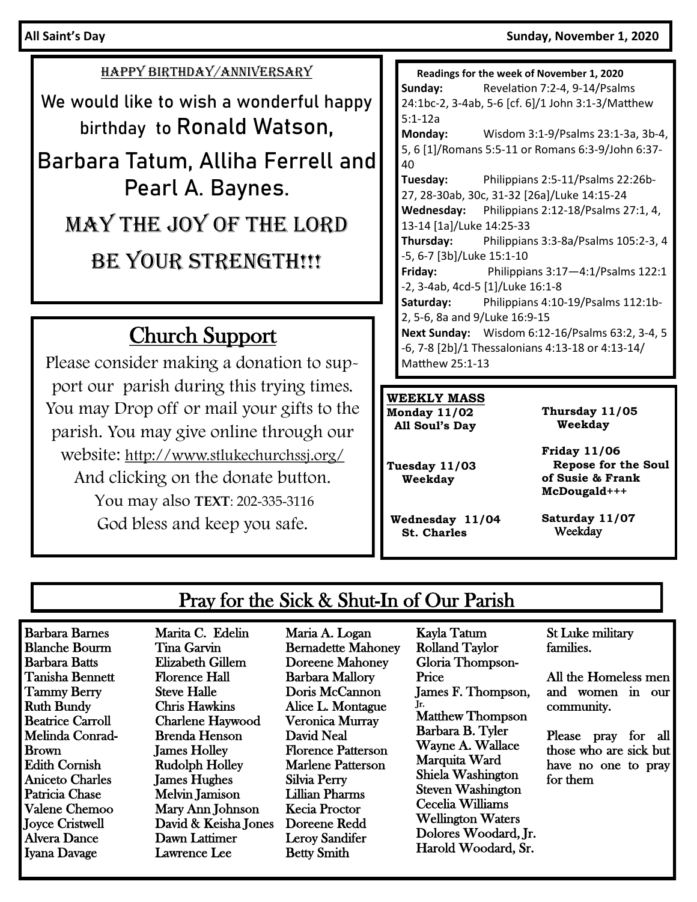All Saint's Day — Sunday, November 1, 2020

## Happy Birthday/Anniversary

We would like to wish a wonderful happy birthday to Ronald Watson, Barbara Tatum, Alliha Ferrell and Pearl A. Baynes.

MAY THE JOY OF THE LORD BE YOUR STRENGTH!!!

## Church Support

Please consider making a donation to support our parish during this trying times. You may Drop off or mail your gifts to the parish. You may give online through our website: http://www.stlukechurchssj.org/ And clicking on the donate button.
You may also **TEXT**: 202-335-3116
God bless and keep you safe.

**Readings for the week of November 1, 2020**

**Sunday:** Revelation 7:2-4, 9-14/Psalms 24:1bc-2, 3-4ab, 5-6 [cf. 6]/1 John 3:1-3/Matthew 5:1-12a
**Monday:** Wisdom 3:1-9/Psalms 23:1-3a, 3b-4, 5, 6 [1]/Romans 5:5-11 or Romans 6:3-9/John 6:37-40
**Tuesday:** Philippians 2:5-11/Psalms 22:26b-27, 28-30ab, 30c, 31-32 [26a]/Luke 14:15-24
**Wednesday:** Philippians 2:12-18/Psalms 27:1, 4, 13-14 [1a]/Luke 14:25-33
**Thursday:** Philippians 3:3-8a/Psalms 105:2-3, 4-5, 6-7 [3b]/Luke 15:1-10
**Friday:** Philippians 3:17—4:1/Psalms 122:1-2, 3-4ab, 4cd-5 [1]/Luke 16:1-8
**Saturday:** Philippians 4:10-19/Psalms 112:1b-2, 5-6, 8a and 9/Luke 16:9-15
**Next Sunday:** Wisdom 6:12-16/Psalms 63:2, 3-4, 5-6, 7-8 [2b]/1 Thessalonians 4:13-18 or 4:13-14/ Matthew 25:1-13

**WEEKLY MASS**

**Monday 11/02** All Soul's Day

**Tuesday 11/03** Weekday

**Wednesday 11/04** St. Charles

**Thursday 11/05** Weekday

**Friday 11/06** Repose for the Soul of Susie & Frank McDougald+++

**Saturday 11/07** Weekday

## Pray for the Sick & Shut-In of Our Parish

Barbara Barnes
Blanche Bourm
Barbara Batts
Tanisha Bennett
Tammy Berry
Ruth Bundy
Beatrice Carroll
Melinda Conrad-Brown
Edith Cornish
Aniceto Charles
Patricia Chase
Valene Chemoo
Joyce Cristwell
Alvera Dance
Iyana Davage
Marita C. Edelin
Tina Garvin
Elizabeth Gillem
Florence Hall
Steve Halle
Chris Hawkins
Charlene Haywood
Brenda Henson
James Holley
Rudolph Holley
James Hughes
Melvin Jamison
Mary Ann Johnson
David & Keisha Jones
Dawn Lattimer
Lawrence Lee
Maria A. Logan
Bernadette Mahoney
Doreene Mahoney
Barbara Mallory
Doris McCannon
Alice L. Montague
Veronica Murray
David Neal
Florence Patterson
Marlene Patterson
Silvia Perry
Lillian Pharms
Kecia Proctor
Doreene Redd
Leroy Sandifer
Betty Smith
Kayla Tatum
Rolland Taylor
Gloria Thompson-Price
James F. Thompson, Jr.
Matthew Thompson
Barbara B. Tyler
Wayne A. Wallace
Marquita Ward
Shiela Washington
Steven Washington
Cecelia Williams
Wellington Waters
Dolores Woodard, Jr.
Harold Woodard, Sr.

St Luke military families.

All the Homeless men and women in our community.

Please pray for all those who are sick but have no one to pray for them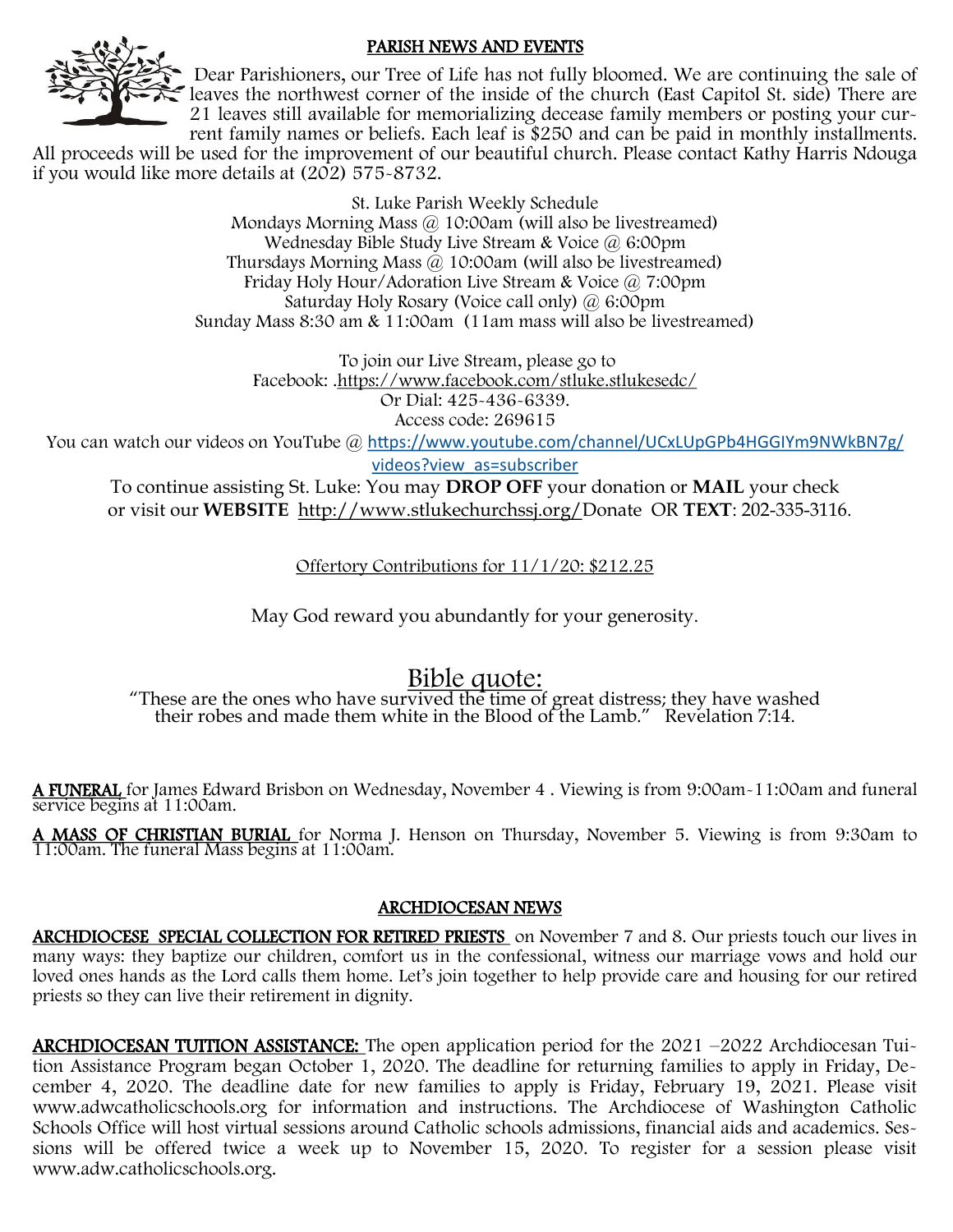## PARISH NEWS AND EVENTS

Dear Parishioners, our Tree of Life has not fully bloomed. We are continuing the sale of leaves the northwest corner of the inside of the church (East Capitol St. side) There are 21 leaves still available for memorializing decease family members or posting your current family names or beliefs. Each leaf is $250 and can be paid in monthly installments. All proceeds will be used for the improvement of our beautiful church. Please contact Kathy Harris Ndouga if you would like more details at (202) 575-8732.

St. Luke Parish Weekly Schedule
Mondays Morning Mass @ 10:00am (will also be livestreamed)
Wednesday Bible Study Live Stream & Voice @ 6:00pm
Thursdays Morning Mass @ 10:00am (will also be livestreamed)
Friday Holy Hour/Adoration Live Stream & Voice @ 7:00pm
Saturday Holy Rosary (Voice call only) @ 6:00pm
Sunday Mass 8:30 am & 11:00am (11am mass will also be livestreamed)

To join our Live Stream, please go to
Facebook: .https://www.facebook.com/stluke.stlukesedc/
Or Dial: 425-436-6339.
Access code: 269615

You can watch our videos on YouTube @ https://www.youtube.com/channel/UCxLUpGPb4HGGIYm9NWkBN7g/videos?view_as=subscriber

To continue assisting St. Luke: You may **DROP OFF** your donation or **MAIL** your check or visit our **WEBSITE** http://www.stlukechurchssj.org/Donate OR **TEXT**: 202-335-3116.

Offertory Contributions for 11/1/20: $212.25

May God reward you abundantly for your generosity.

## Bible quote:

"These are the ones who have survived the time of great distress; they have washed their robes and made them white in the Blood of the Lamb." Revelation 7:14.

**A FUNERAL** for James Edward Brisbon on Wednesday, November 4 . Viewing is from 9:00am-11:00am and funeral service begins at 11:00am.

**A MASS OF CHRISTIAN BURIAL** for Norma J. Henson on Thursday, November 5. Viewing is from 9:30am to 11:00am. The funeral Mass begins at 11:00am.

## ARCHDIOCESAN NEWS

**ARCHDIOCESE SPECIAL COLLECTION FOR RETIRED PRIESTS** on November 7 and 8. Our priests touch our lives in many ways: they baptize our children, comfort us in the confessional, witness our marriage vows and hold our loved ones hands as the Lord calls them home. Let's join together to help provide care and housing for our retired priests so they can live their retirement in dignity.

**ARCHDIOCESAN TUITION ASSISTANCE:** The open application period for the 2021 –2022 Archdiocesan Tuition Assistance Program began October 1, 2020. The deadline for returning families to apply in Friday, December 4, 2020. The deadline date for new families to apply is Friday, February 19, 2021. Please visit www.adwcatholicschools.org for information and instructions. The Archdiocese of Washington Catholic Schools Office will host virtual sessions around Catholic schools admissions, financial aids and academics. Sessions will be offered twice a week up to November 15, 2020. To register for a session please visit www.adw.catholicschools.org.